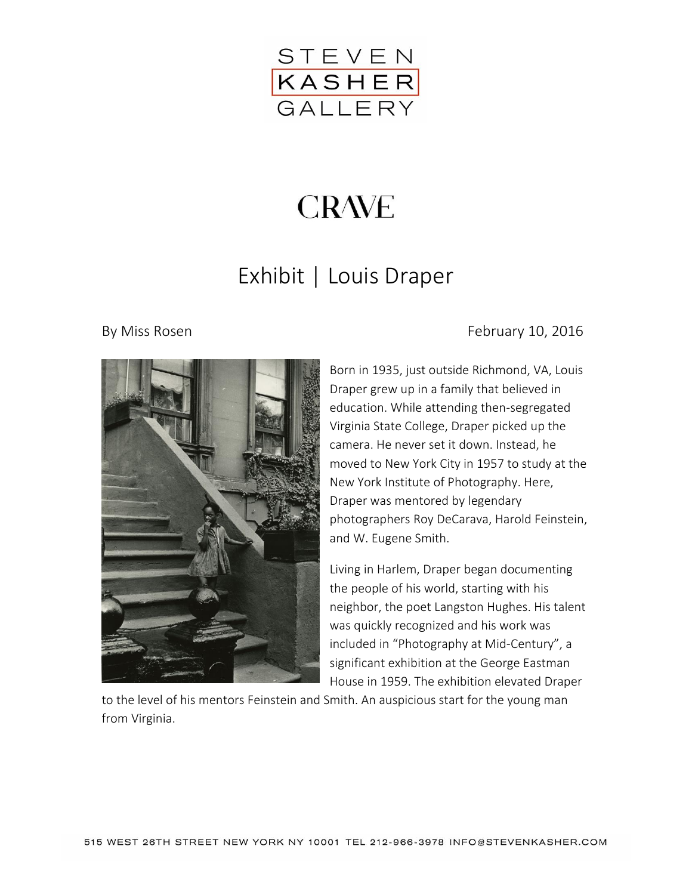STEVEN KASHER GALLERY

CRAVE

# Exhibit | Louis Draper

By Miss Rosen

February 10, 2016

Born in 1935, just outside Richmond, VA, Louis Draper grew up in a family that believed in education. While attending then-segregated Virginia State College, Draper picked up the camera. He never set it down. Instead, he moved to New York City in 1957 to study at the New York Institute of Photography. Here, Draper was mentored by legendary photographers Roy DeCarava, Harold Feinstein, and W. Eugene Smith.

Living in Harlem, Draper began documenting the people of his world, starting with his neighbor, the poet Langston Hughes. His talent was quickly recognized and his work was included in "Photography at Mid-Century", a significant exhibition at the George Eastman House in 1959. The exhibition elevated Draper to the level of his mentors Feinstein and Smith. An auspicious start for the young man from Virginia.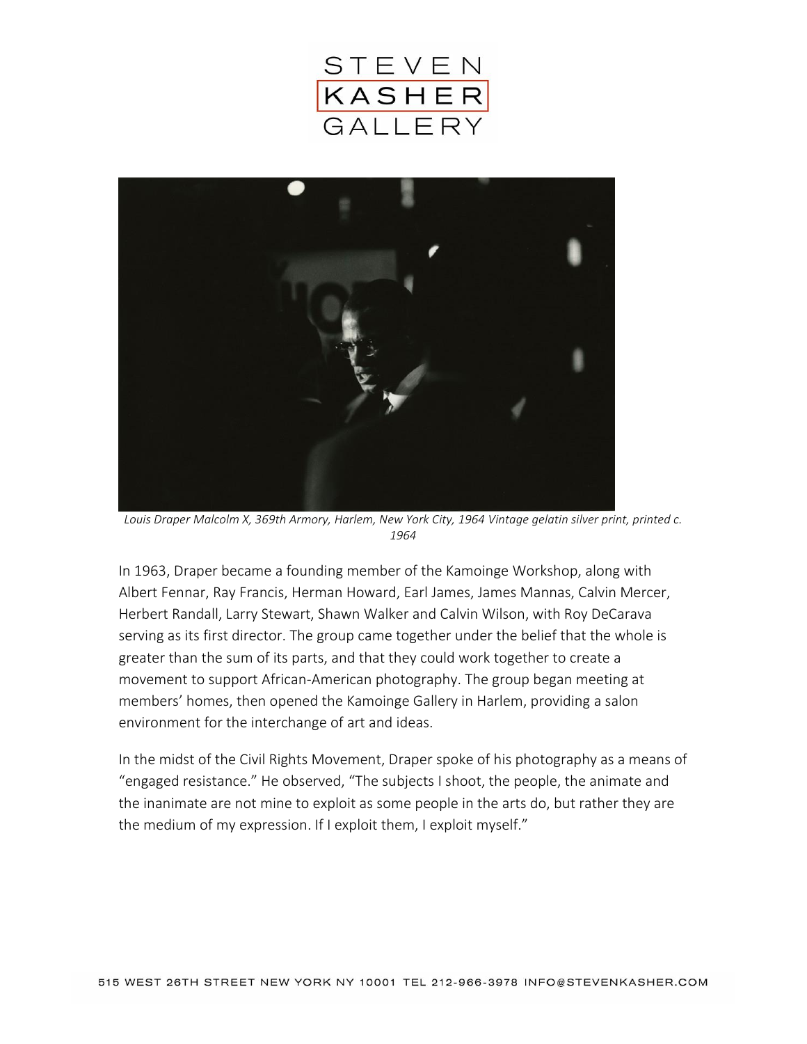*Louis Draper Malcolm X, 369th Armory, Harlem, New York City, 1964 Vintage gelatin silver print, printed c. 1964*

In 1963, Draper became a founding member of the Kamoinge Workshop, along with Albert Fennar, Ray Francis, Herman Howard, Earl James, James Mannas, Calvin Mercer, Herbert Randall, Larry Stewart, Shawn Walker and Calvin Wilson, with Roy DeCarava serving as its first director. The group came together under the belief that the whole is greater than the sum of its parts, and that they could work together to create a movement to support African-American photography. The group began meeting at members' homes, then opened the Kamoinge Gallery in Harlem, providing a salon environment for the interchange of art and ideas.

In the midst of the Civil Rights Movement, Draper spoke of his photography as a means of "engaged resistance." He observed, "The subjects I shoot, the people, the animate and the inanimate are not mine to exploit as some people in the arts do, but rather they are the medium of my expression. If I exploit them, I exploit myself."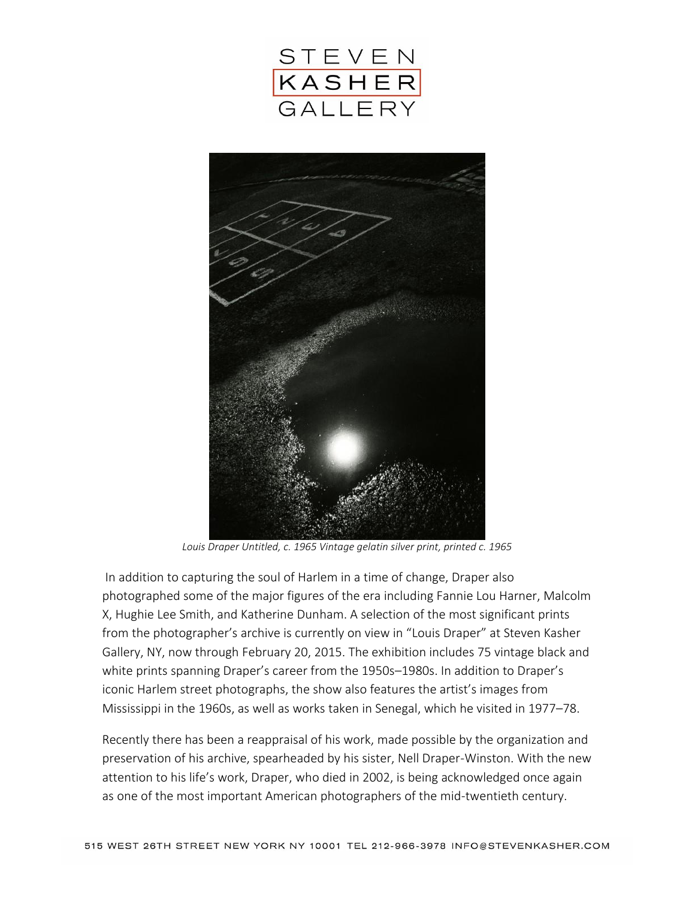*Louis Draper Untitled, c. 1965 Vintage gelatin silver print, printed c. 1965*

In addition to capturing the soul of Harlem in a time of change, Draper also photographed some of the major figures of the era including Fannie Lou Harner, Malcolm X, Hughie Lee Smith, and Katherine Dunham. A selection of the most significant prints from the photographer's archive is currently on view in "Louis Draper" at Steven Kasher Gallery, NY, now through February 20, 2015. The exhibition includes 75 vintage black and white prints spanning Draper's career from the 1950s–1980s. In addition to Draper's iconic Harlem street photographs, the show also features the artist's images from Mississippi in the 1960s, as well as works taken in Senegal, which he visited in 1977–78.

Recently there has been a reappraisal of his work, made possible by the organization and preservation of his archive, spearheaded by his sister, Nell Draper-Winston. With the new attention to his life's work, Draper, who died in 2002, is being acknowledged once again as one of the most important American photographers of the mid-twentieth century.